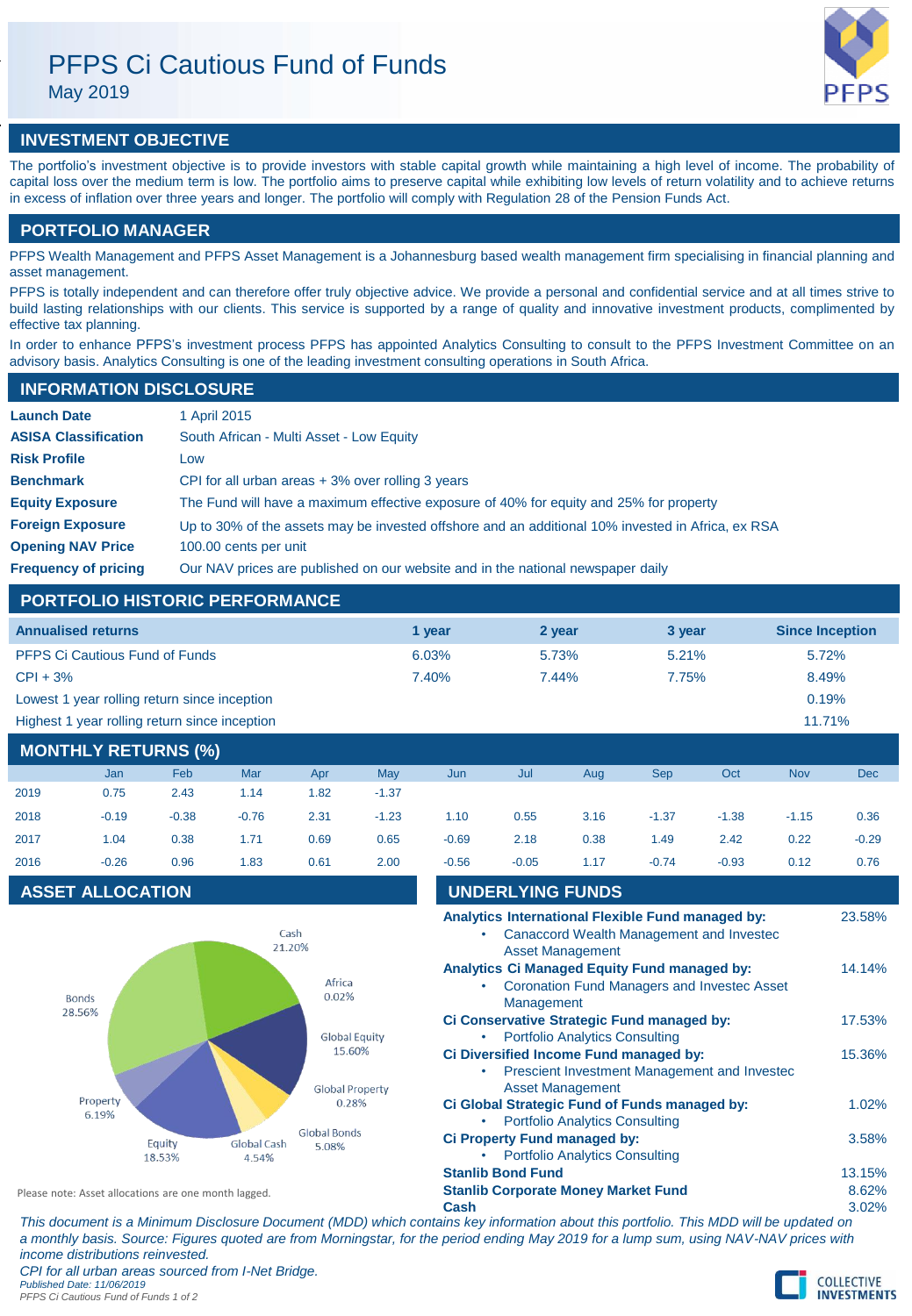# PFPS Ci Cautious Fund of Funds

May 2019

## INVESTMENT OBJECTIVE

The portfolio's investment objective is to provide investors with stable capital growth while maintaining a high level of income. The probability of capital loss over the medium term is low. The portfolio aims to preserve capital while exhibiting low levels of return volatility and to achieve returns in excess of inflation over three years and longer. The portfolio will comply with Regulation 28 of the Pension Funds Act.

## PORTFOLIO MANAGER

PFPS Wealth Management and PFPS Asset Management is a Johannesburg based wealth management firm specialising in financial planning and asset management.

PFPS is totally independent and can therefore offer truly objective advice. We provide a personal and confidential service and at all times strive to build lasting relationships with our clients. This service is supported by a range of quality and innovative investment products, complimented by effective tax planning.

In order to enhance PFPS's investment process PFPS has appointed Analytics Consulting to consult to the PFPS Investment Committee on an advisory basis. Analytics Consulting is one of the leading investment consulting operations in South Africa.

## INFORMATION DISCLOSURE

| | |
|---|---|
| **Launch Date** | 1 April 2015 |
| **ASISA Classification** | South African - Multi Asset - Low Equity |
| **Risk Profile** | Low |
| **Benchmark** | CPI for all urban areas + 3% over rolling 3 years |
| **Equity Exposure** | The Fund will have a maximum effective exposure of 40% for equity and 25% for property |
| **Foreign Exposure** | Up to 30% of the assets may be invested offshore and an additional 10% invested in Africa, ex RSA |
| **Opening NAV Price** | 100.00 cents per unit |
| **Frequency of pricing** | Our NAV prices are published on our website and in the national newspaper daily |

## PORTFOLIO HISTORIC PERFORMANCE

| Annualised returns | 1 year | 2 year | 3 year | Since Inception |
|---|---|---|---|---|
| PFPS Ci Cautious Fund of Funds | 6.03% | 5.73% | 5.21% | 5.72% |
| CPI + 3% | 7.40% | 7.44% | 7.75% | 8.49% |
| Lowest 1 year rolling return since inception | | | | 0.19% |
| Highest 1 year rolling return since inception | | | | 11.71% |

## MONTHLY RETURNS (%)

| | Jan | Feb | Mar | Apr | May | Jun | Jul | Aug | Sep | Oct | Nov | Dec |
|---|---|---|---|---|---|---|---|---|---|---|---|---|
| 2019 | 0.75 | 2.43 | 1.14 | 1.82 | -1.37 | | | | | | | |
| 2018 | -0.19 | -0.38 | -0.76 | 2.31 | -1.23 | 1.10 | 0.55 | 3.16 | -1.37 | -1.38 | -1.15 | 0.36 |
| 2017 | 1.04 | 0.38 | 1.71 | 0.69 | 0.65 | -0.69 | 2.18 | 0.38 | 1.49 | 2.42 | 0.22 | -0.29 |
| 2016 | -0.26 | 0.96 | 1.83 | 0.61 | 2.00 | -0.56 | -0.05 | 1.17 | -0.74 | -0.93 | 0.12 | 0.76 |

## ASSET ALLOCATION

| Asset | Allocation |
|---|---|
| Cash | 21.20% |
| Africa | 0.02% |
| Global Equity | 15.60% |
| Global Property | 0.28% |
| Global Bonds | 5.08% |
| Global Cash | 4.54% |
| Equity | 18.53% |
| Property | 6.19% |
| Bonds | 28.56% |

Please note: Asset allocations are one month lagged.

## UNDERLYING FUNDS

| Fund | Weight |
|---|---|
| **Analytics International Flexible Fund managed by:** Canaccord Wealth Management and Investec Asset Management | 23.58% |
| **Analytics Ci Managed Equity Fund managed by:** Coronation Fund Managers and Investec Asset Management | 14.14% |
| **Ci Conservative Strategic Fund managed by:** Portfolio Analytics Consulting | 17.53% |
| **Ci Diversified Income Fund managed by:** Prescient Investment Management and Investec Asset Management | 15.36% |
| **Ci Global Strategic Fund of Funds managed by:** Portfolio Analytics Consulting | 1.02% |
| **Ci Property Fund managed by:** Portfolio Analytics Consulting | 3.58% |
| **Stanlib Bond Fund** | 13.15% |
| **Stanlib Corporate Money Market Fund** | 8.62% |
| **Cash** | 3.02% |

*This document is a Minimum Disclosure Document (MDD) which contains key information about this portfolio. This MDD will be updated on a monthly basis. Source: Figures quoted are from Morningstar, for the period ending May 2019 for a lump sum, using NAV-NAV prices with income distributions reinvested.*

*CPI for all urban areas sourced from I-Net Bridge.*

*Published Date: 11/06/2019*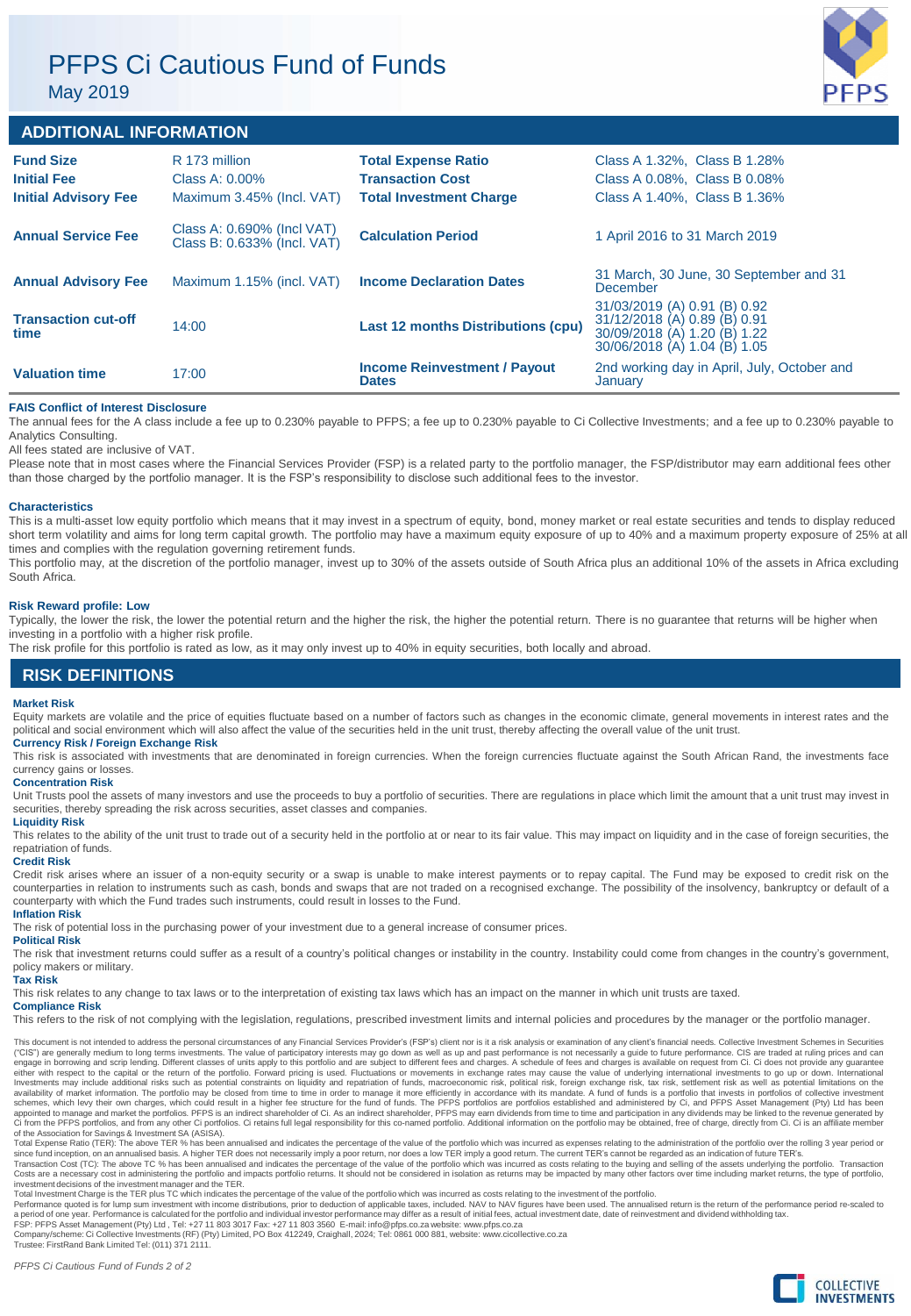# PFPS Ci Cautious Fund of Funds

May 2019

## ADDITIONAL INFORMATION

| | | | |
|---|---|---|---|
| **Fund Size** | R 173 million | **Total Expense Ratio** | Class A 1.32%, Class B 1.28% |
| **Initial Fee** | Class A: 0.00% | **Transaction Cost** | Class A 0.08%, Class B 0.08% |
| **Initial Advisory Fee** | Maximum 3.45% (Incl. VAT) | **Total Investment Charge** | Class A 1.40%, Class B 1.36% |
| **Annual Service Fee** | Class A: 0.690% (Incl VAT) Class B: 0.633% (Incl. VAT) | **Calculation Period** | 1 April 2016 to 31 March 2019 |
| **Annual Advisory Fee** | Maximum 1.15% (incl. VAT) | **Income Declaration Dates** | 31 March, 30 June, 30 September and 31 December |
| **Transaction cut-off time** | 14:00 | **Last 12 months Distributions (cpu)** | 31/03/2019 (A) 0.91 (B) 0.92 31/12/2018 (A) 0.89 (B) 0.91 30/09/2018 (A) 1.20 (B) 1.22 30/06/2018 (A) 1.04 (B) 1.05 |
| **Valuation time** | 17:00 | **Income Reinvestment / Payout Dates** | 2nd working day in April, July, October and January |

**FAIS Conflict of Interest Disclosure**

The annual fees for the A class include a fee up to 0.230% payable to PFPS; a fee up to 0.230% payable to Ci Collective Investments; and a fee up to 0.230% payable to Analytics Consulting.

All fees stated are inclusive of VAT.

Please note that in most cases where the Financial Services Provider (FSP) is a related party to the portfolio manager, the FSP/distributor may earn additional fees other than those charged by the portfolio manager. It is the FSP's responsibility to disclose such additional fees to the investor.

**Characteristics**

This is a multi-asset low equity portfolio which means that it may invest in a spectrum of equity, bond, money market or real estate securities and tends to display reduced short term volatility and aims for long term capital growth. The portfolio may have a maximum equity exposure of up to 40% and a maximum property exposure of 25% at all times and complies with the regulation governing retirement funds.

This portfolio may, at the discretion of the portfolio manager, invest up to 30% of the assets outside of South Africa plus an additional 10% of the assets in Africa excluding South Africa.

**Risk Reward profile: Low**

Typically, the lower the risk, the lower the potential return and the higher the risk, the higher the potential return. There is no guarantee that returns will be higher when investing in a portfolio with a higher risk profile.

The risk profile for this portfolio is rated as low, as it may only invest up to 40% in equity securities, both locally and abroad.

## RISK DEFINITIONS

**Market Risk**

Equity markets are volatile and the price of equities fluctuate based on a number of factors such as changes in the economic climate, general movements in interest rates and the political and social environment which will also affect the value of the securities held in the unit trust, thereby affecting the overall value of the unit trust.

**Currency Risk / Foreign Exchange Risk**

This risk is associated with investments that are denominated in foreign currencies. When the foreign currencies fluctuate against the South African Rand, the investments face currency gains or losses.

**Concentration Risk**

Unit Trusts pool the assets of many investors and use the proceeds to buy a portfolio of securities. There are regulations in place which limit the amount that a unit trust may invest in securities, thereby spreading the risk across securities, asset classes and companies.

**Liquidity Risk**

This relates to the ability of the unit trust to trade out of a security held in the portfolio at or near to its fair value. This may impact on liquidity and in the case of foreign securities, the repatriation of funds.

**Credit Risk**

Credit risk arises where an issuer of a non-equity security or a swap is unable to make interest payments or to repay capital. The Fund may be exposed to credit risk on the counterparties in relation to instruments such as cash, bonds and swaps that are not traded on a recognised exchange. The possibility of the insolvency, bankruptcy or default of a counterparty with which the Fund trades such instruments, could result in losses to the Fund.

**Inflation Risk**

The risk of potential loss in the purchasing power of your investment due to a general increase of consumer prices.

**Political Risk**

The risk that investment returns could suffer as a result of a country's political changes or instability in the country. Instability could come from changes in the country's government, policy makers or military.

**Tax Risk**

This risk relates to any change to tax laws or to the interpretation of existing tax laws which has an impact on the manner in which unit trusts are taxed.

**Compliance Risk**

This refers to the risk of not complying with the legislation, regulations, prescribed investment limits and internal policies and procedures by the manager or the portfolio manager.

This document is not intended to address the personal circumstances of any Financial Services Provider's (FSP's) client nor is it a risk analysis or examination of any client's financial needs. Collective Investment Schemes in Securities ("CIS") are generally medium to long terms investments. The value of participatory interests may go down as well as up and past performance is not necessarily a guide to future performance. CIS are traded at ruling prices and can engage in borrowing and scrip lending. Different classes of units apply to this portfolio and are subject to different fees and charges. A schedule of fees and charges is available on request from Ci. Ci does not provide any guarantee either with respect to the capital or the return of the portfolio. Forward pricing is used. Fluctuations or movements in exchange rates may cause the value of underlying international investments to go up or down. International Investments may include additional risks such as potential constraints on liquidity and repatriation of funds, macroeconomic risk, political risk, foreign exchange risk, tax risk, settlement risk as well as potential limitations on the availability of market information. The portfolio may be closed from time to time in order to manage it more efficiently in accordance with its mandate. A fund of funds is a portfolio that invests in portfolios of collective investment schemes, which levy their own charges, which could result in a higher fee structure for the fund of funds. The PFPS portfolios are portfolios established and administered by Ci, and PFPS Asset Management (Pty) Ltd has been appointed to manage and market the portfolios. PFPS is an indirect shareholder of Ci. As an indirect shareholder, PFPS may earn dividends from time to time and participation in any dividends may be linked to the revenue generated by Ci from the PFPS portfolios, and from any other Ci portfolios. Ci retains full legal responsibility for this co-named portfolio. Additional information on the portfolio may be obtained, free of charge, directly from Ci. Ci is an affiliate member of the Association for Savings & Investment SA (ASISA).

Total Expense Ratio (TER): The above TER % has been annualised and indicates the percentage of the value of the portfolio which was incurred as expenses relating to the administration of the portfolio over the rolling 3 year period or since fund inception, on an annualised basis. A higher TER does not necessarily imply a poor return, nor does a low TER imply a good return. The current TER's cannot be regarded as an indication of future TER's.

Transaction Cost (TC): The above TC % has been annualised and indicates the percentage of the value of the portfolio which was incurred as costs relating to the buying and selling of the assets underlying the portfolio. Transaction Costs are a necessary cost in administering the portfolio and impacts portfolio returns. It should not be considered in isolation as returns may be impacted by many other factors over time including market returns, the type of portfolio, investment decisions of the investment manager and the TER.

Total Investment Charge is the TER plus TC which indicates the percentage of the value of the portfolio which was incurred as costs relating to the investment of the portfolio.

Performance quoted is for lump sum investment with income distributions, prior to deduction of applicable taxes, included. NAV to NAV figures have been used. The annualised return is the return of the performance period re-scaled to a period of one year. Performance is calculated for the portfolio and individual investor performance may differ as a result of initial fees, actual investment date, date of reinvestment and dividend withholding tax.

FSP: PFPS Asset Management (Pty) Ltd , Tel: +27 11 803 3017 Fax: +27 11 803 3560 E-mail: info@pfps.co.za website: www.pfps.co.za

Company/scheme: Ci Collective Investments (RF) (Pty) Limited, PO Box 412249, Craighall, 2024; Tel: 0861 000 881, website: www.cicollective.co.za

Trustee: FirstRand Bank Limited Tel: (011) 371 2111.